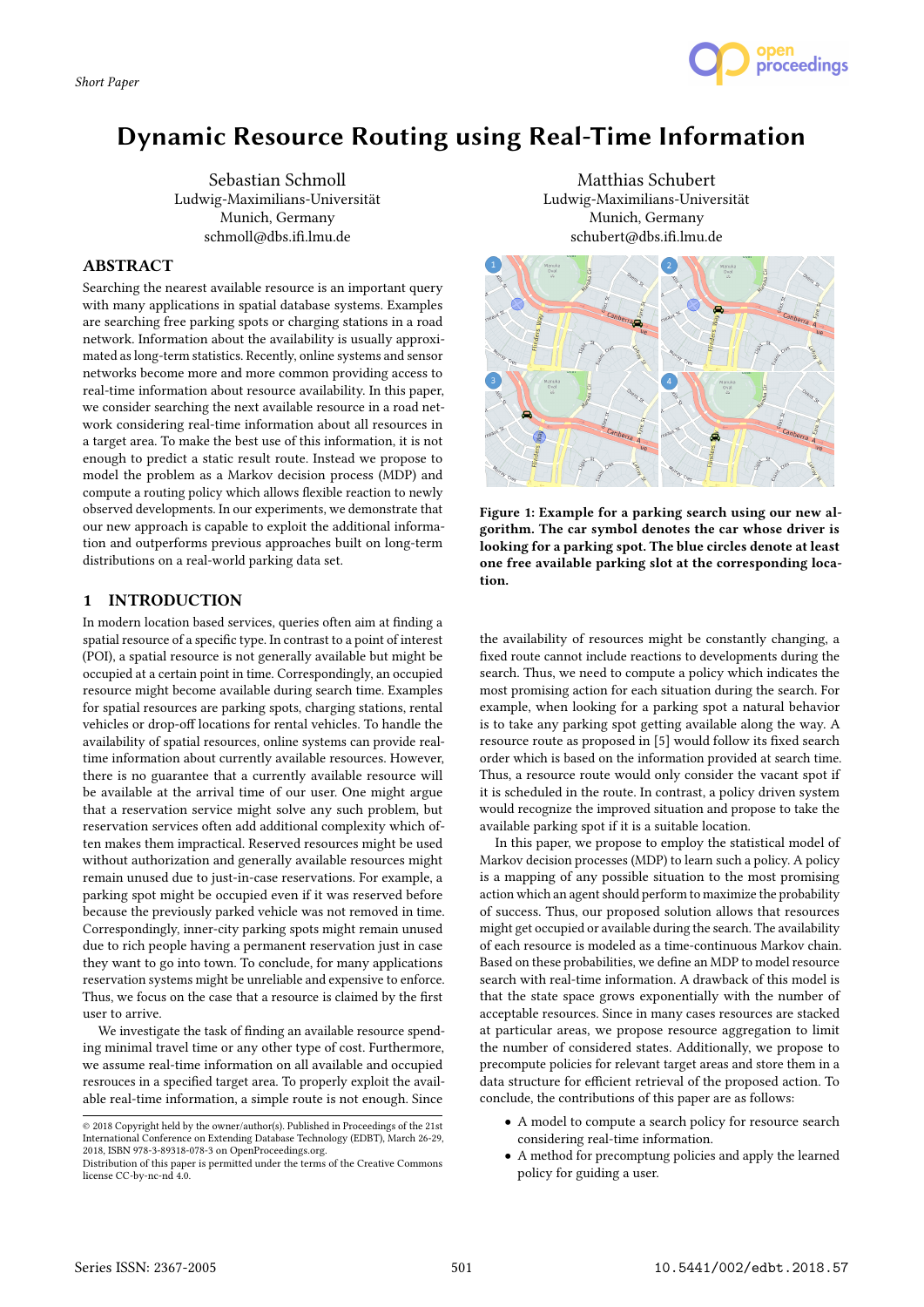*Short Paper*

# Dynamic Resource Routing using Real-Time Information

Sebastian Schmoll
Ludwig-Maximilians-Universität
Munich, Germany
schmoll@dbs.ifi.lmu.de

Matthias Schubert
Ludwig-Maximilians-Universität
Munich, Germany
schubert@dbs.ifi.lmu.de

## ABSTRACT

Searching the nearest available resource is an important query with many applications in spatial database systems. Examples are searching free parking spots or charging stations in a road network. Information about the availability is usually approximated as long-term statistics. Recently, online systems and sensor networks become more and more common providing access to real-time information about resource availability. In this paper, we consider searching the next available resource in a road network considering real-time information about all resources in a target area. To make the best use of this information, it is not enough to predict a static result route. Instead we propose to model the problem as a Markov decision process (MDP) and compute a routing policy which allows flexible reaction to newly observed developments. In our experiments, we demonstrate that our new approach is capable to exploit the additional information and outperforms previous approaches built on long-term distributions on a real-world parking data set.

**Figure 1: Example for a parking search using our new algorithm. The car symbol denotes the car whose driver is looking for a parking spot. The blue circles denote at least one free available parking slot at the corresponding location.**

## 1 INTRODUCTION

In modern location based services, queries often aim at finding a spatial resource of a specific type. In contrast to a point of interest (POI), a spatial resource is not generally available but might be occupied at a certain point in time. Correspondingly, an occupied resource might become available during search time. Examples for spatial resources are parking spots, charging stations, rental vehicles or drop-off locations for rental vehicles. To handle the availability of spatial resources, online systems can provide real-time information about currently available resources. However, there is no guarantee that a currently available resource will be available at the arrival time of our user. One might argue that a reservation service might solve any such problem, but reservation services often add additional complexity which often makes them impractical. Reserved resources might be used without authorization and generally available resources might remain unused due to just-in-case reservations. For example, a parking spot might be occupied even if it was reserved before because the previously parked vehicle was not removed in time. Correspondingly, inner-city parking spots might remain unused due to rich people having a permanent reservation just in case they want to go into town. To conclude, for many applications reservation systems might be unreliable and expensive to enforce. Thus, we focus on the case that a resource is claimed by the first user to arrive.

We investigate the task of finding an available resource spending minimal travel time or any other type of cost. Furthermore, we assume real-time information on all available and occupied resrouces in a specified target area. To properly exploit the available real-time information, a simple route is not enough. Since the availability of resources might be constantly changing, a fixed route cannot include reactions to developments during the search. Thus, we need to compute a policy which indicates the most promising action for each situation during the search. For example, when looking for a parking spot a natural behavior is to take any parking spot getting available along the way. A resource route as proposed in [5] would follow its fixed search order which is based on the information provided at search time. Thus, a resource route would only consider the vacant spot if it is scheduled in the route. In contrast, a policy driven system would recognize the improved situation and propose to take the available parking spot if it is a suitable location.

In this paper, we propose to employ the statistical model of Markov decision processes (MDP) to learn such a policy. A policy is a mapping of any possible situation to the most promising action which an agent should perform to maximize the probability of success. Thus, our proposed solution allows that resources might get occupied or available during the search. The availability of each resource is modeled as a time-continuous Markov chain. Based on these probabilities, we define an MDP to model resource search with real-time information. A drawback of this model is that the state space grows exponentially with the number of acceptable resources. Since in many cases resources are stacked at particular areas, we propose resource aggregation to limit the number of considered states. Additionally, we propose to precompute policies for relevant target areas and store them in a data structure for efficient retrieval of the proposed action. To conclude, the contributions of this paper are as follows:

- A model to compute a search policy for resource search considering real-time information.
- A method for precomptung policies and apply the learned policy for guiding a user.

© 2018 Copyright held by the owner/author(s). Published in Proceedings of the 21st International Conference on Extending Database Technology (EDBT), March 26-29, 2018, ISBN 978-3-89318-078-3 on OpenProceedings.org.
Distribution of this paper is permitted under the terms of the Creative Commons license CC-by-nc-nd 4.0.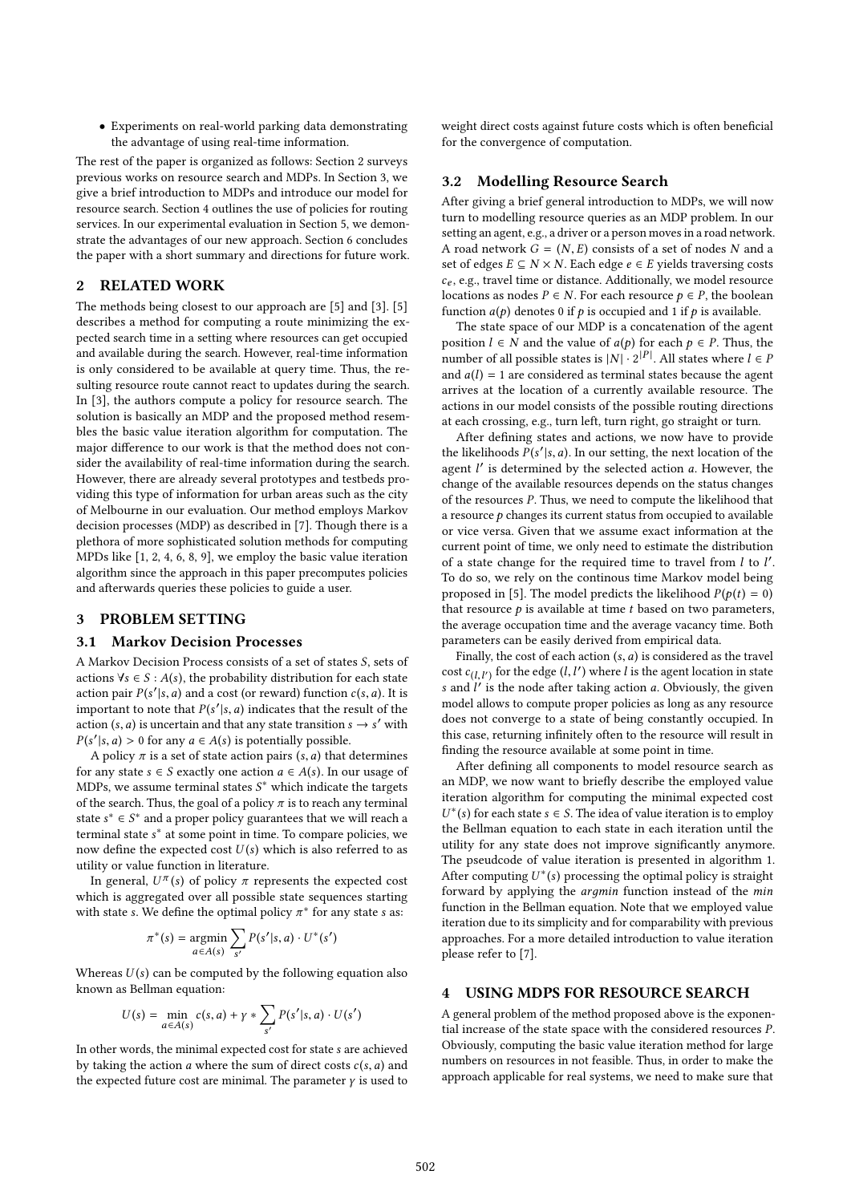- Experiments on real-world parking data demonstrating the advantage of using real-time information.

The rest of the paper is organized as follows: Section 2 surveys previous works on resource search and MDPs. In Section 3, we give a brief introduction to MDPs and introduce our model for resource search. Section 4 outlines the use of policies for routing services. In our experimental evaluation in Section 5, we demonstrate the advantages of our new approach. Section 6 concludes the paper with a short summary and directions for future work.

## 2 RELATED WORK

The methods being closest to our approach are [5] and [3]. [5] describes a method for computing a route minimizing the expected search time in a setting where resources can get occupied and available during the search. However, real-time information is only considered to be available at query time. Thus, the resulting resource route cannot react to updates during the search. In [3], the authors compute a policy for resource search. The solution is basically an MDP and the proposed method resembles the basic value iteration algorithm for computation. The major difference to our work is that the method does not consider the availability of real-time information during the search. However, there are already several prototypes and testbeds providing this type of information for urban areas such as the city of Melbourne in our evaluation. Our method employs Markov decision processes (MDP) as described in [7]. Though there is a plethora of more sophisticated solution methods for computing MPDs like [1, 2, 4, 6, 8, 9], we employ the basic value iteration algorithm since the approach in this paper precomputes policies and afterwards queries these policies to guide a user.

## 3 PROBLEM SETTING

### 3.1 Markov Decision Processes

A Markov Decision Process consists of a set of states $S$, sets of actions $\forall s \in S : A(s)$, the probability distribution for each state action pair $P(s'|s,a)$ and a cost (or reward) function $c(s,a)$. It is important to note that $P(s'|s,a)$ indicates that the result of the action $(s,a)$ is uncertain and that any state transition $s \rightarrow s'$ with $P(s'|s,a) > 0$ for any $a \in A(s)$ is potentially possible.

A policy $\pi$ is a set of state action pairs $(s,a)$ that determines for any state $s \in S$ exactly one action $a \in A(s)$. In our usage of MDPs, we assume terminal states $S^*$ which indicate the targets of the search. Thus, the goal of a policy $\pi$ is to reach any terminal state $s^* \in S^*$ and a proper policy guarantees that we will reach a terminal state $s^*$ at some point in time. To compare policies, we now define the expected cost $U(s)$ which is also referred to as utility or value function in literature.

In general, $U^{\pi}(s)$ of policy $\pi$ represents the expected cost which is aggregated over all possible state sequences starting with state $s$. We define the optimal policy $\pi^*$ for any state $s$ as:

$$\pi^*(s) = \underset{a \in A(s)}{\operatorname{argmin}} \sum_{s'} P(s'|s,a) \cdot U^*(s')$$

Whereas $U(s)$ can be computed by the following equation also known as Bellman equation:

$$U(s) = \min_{a \in A(s)} c(s,a) + \gamma * \sum_{s'} P(s'|s,a) \cdot U(s')$$

In other words, the minimal expected cost for state $s$ are achieved by taking the action $a$ where the sum of direct costs $c(s,a)$ and the expected future cost are minimal. The parameter $\gamma$ is used to weight direct costs against future costs which is often beneficial for the convergence of computation.

### 3.2 Modelling Resource Search

After giving a brief general introduction to MDPs, we will now turn to modelling resource queries as an MDP problem. In our setting an agent, e.g., a driver or a person moves in a road network. A road network $G = (N,E)$ consists of a set of nodes $N$ and a set of edges $E \subseteq N \times N$. Each edge $e \in E$ yields traversing costs $c_e$, e.g., travel time or distance. Additionally, we model resource locations as nodes $P \in N$. For each resource $p \in P$, the boolean function $a(p)$ denotes 0 if $p$ is occupied and 1 if $p$ is available.

The state space of our MDP is a concatenation of the agent position $l \in N$ and the value of $a(p)$ for each $p \in P$. Thus, the number of all possible states is $|N| \cdot 2^{|P|}$. All states where $l \in P$ and $a(l) = 1$ are considered as terminal states because the agent arrives at the location of a currently available resource. The actions in our model consists of the possible routing directions at each crossing, e.g., turn left, turn right, go straight or turn.

After defining states and actions, we now have to provide the likelihoods $P(s'|s,a)$. In our setting, the next location of the agent $l'$ is determined by the selected action $a$. However, the change of the available resources depends on the status changes of the resources $P$. Thus, we need to compute the likelihood that a resource $p$ changes its current status from occupied to available or vice versa. Given that we assume exact information at the current point of time, we only need to estimate the distribution of a state change for the required time to travel from $l$ to $l'$. To do so, we rely on the continous time Markov model being proposed in [5]. The model predicts the likelihood $P(p(t) = 0)$ that resource $p$ is available at time $t$ based on two parameters, the average occupation time and the average vacancy time. Both parameters can be easily derived from empirical data.

Finally, the cost of each action $(s,a)$ is considered as the travel cost $c_{(l,l')}$ for the edge $(l,l')$ where $l$ is the agent location in state $s$ and $l'$ is the node after taking action $a$. Obviously, the given model allows to compute proper policies as long as any resource does not converge to a state of being constantly occupied. In this case, returning infinitely often to the resource will result in finding the resource available at some point in time.

After defining all components to model resource search as an MDP, we now want to briefly describe the employed value iteration algorithm for computing the minimal expected cost $U^*(s)$ for each state $s \in S$. The idea of value iteration is to employ the Bellman equation to each state in each iteration until the utility for any state does not improve significantly anymore. The pseudcode of value iteration is presented in algorithm 1. After computing $U^*(s)$ processing the optimal policy is straight forward by applying the *argmin* function instead of the *min* function in the Bellman equation. Note that we employed value iteration due to its simplicity and for comparability with previous approaches. For a more detailed introduction to value iteration please refer to [7].

## 4 USING MDPS FOR RESOURCE SEARCH

A general problem of the method proposed above is the exponential increase of the state space with the considered resources $P$. Obviously, computing the basic value iteration method for large numbers on resources in not feasible. Thus, in order to make the approach applicable for real systems, we need to make sure that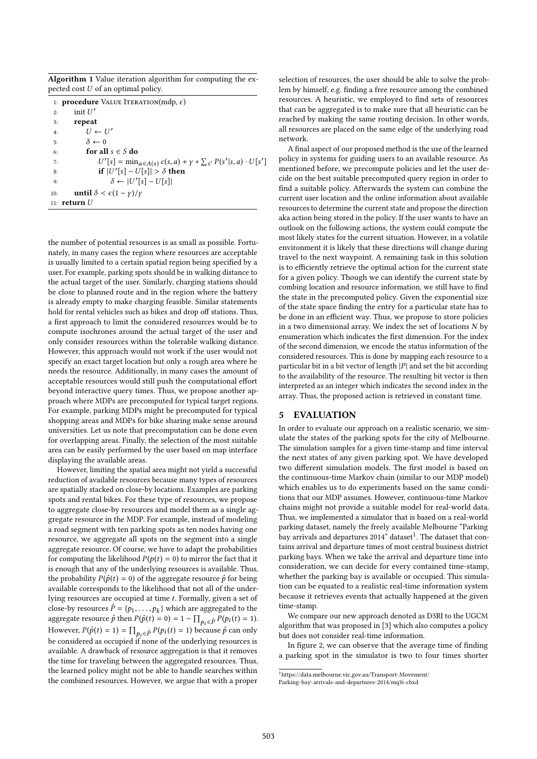**Algorithm 1** Value iteration algorithm for computing the expected cost $U$ of an optimal policy.

```
1: procedure Value Iteration(mdp, ε)
2:     init U'
3:     repeat
4:         U ← U'
5:         δ ← 0
6:         for all s ∈ S do
7:             U'[s] = min_{a∈A(s)} c(s,a) + γ * Σ_{s'} P(s'|s,a) · U[s']
8:             if |U'[s] − U[s]| > δ then
9:                 δ ← |U'[s] − U[s]|
10:    until δ < ε(1 − γ)/γ
11: return U
```

the number of potential resources is as small as possible. Fortunately, in many cases the region where resources are acceptable is usually limited to a certain spatial region being specified by a user. For example, parking spots should be in walking distance to the actual target of the user. Similarly, charging stations should be close to planned route and in the region where the battery is already empty to make charging feasible. Similar statements hold for rental vehicles such as bikes and drop off stations. Thus, a first approach to limit the considered resources would be to compute isochrones around the actual target of the user and only consider resources within the tolerable walking distance. However, this approach would not work if the user would not specify an exact target location but only a rough area where he needs the resource. Additionally, in many cases the amount of acceptable resources would still push the computational effort beyond interactive query times. Thus, we propose another approach where MDPs are precomputed for typical target regions. For example, parking MDPs might be precomputed for typical shopping areas and MDPs for bike sharing make sense around universities. Let us note that precomputation can be done even for overlapping areas. Finally, the selection of the most suitable area can be easily performed by the user based on map interface displaying the available areas.

However, limiting the spatial area might not yield a successful reduction of available resources because many types of resources are spatially stacked on close-by locations. Examples are parking spots and rental bikes. For these type of resources, we propose to aggregate close-by resources and model them as a single aggregate resource in the MDP. For example, instead of modeling a road segment with ten parking spots as ten nodes having one resource, we aggregate all spots on the segment into a single aggregate resource. Of course, we have to adapt the probabilities for computing the likelihood $P(p(t) = 0)$ to mirror the fact that it is enough that any of the underlying resources is available. Thus, the probability $P(\hat{p}(t) = 0)$ of the aggregate resource $\hat{p}$ for being available corresponds to the likelihood that not all of the underlying resources are occupied at time $t$. Formally, given a set of close-by resources $\hat{P} = \{p_1, \ldots, p_k\}$ which are aggregated to the aggregate resource $\hat{p}$ then $P(\hat{p}(t) = 0) = 1 - \prod_{p_i \in \hat{P}} P(p_i(t) = 1)$. However, $P(\hat{p}(t) = 1) = \prod_{p_i \in \hat{P}} P(p_i(t) = 1)$ because $\hat{p}$ can only be considered as occupied if none of the underlying resources is available. A drawback of resource aggregation is that it removes the time for traveling between the aggregated resources. Thus, the learned policy might not be able to handle searches within the combined resources. However, we argue that with a proper selection of resources, the user should be able to solve the problem by himself, e.g. finding a free resource among the combined resources. A heuristic, we employed to find sets of resources that can be aggregated is to make sure that all heuristic can be reached by making the same routing decision. In other words, all resources are placed on the same edge of the underlying road network.

A final aspect of our proposed method is the use of the learned policy in systems for guiding users to an available resource. As mentioned before, we precompute policies and let the user decide on the best suitable precomputed query region in order to find a suitable policy. Afterwards the system can combine the current user location and the online information about available resources to determine the current state and propose the direction aka action being stored in the policy. If the user wants to have an outlook on the following actions, the system could compute the most likely states for the current situation. However, in a volatile environment it is likely that these directions will change during travel to the next waypoint. A remaining task in this solution is to efficiently retrieve the optimal action for the current state for a given policy. Though we can identify the current state by combing location and resource information, we still have to find the state in the precomputed policy. Given the exponential size of the state space finding the entry for a particular state has to be done in an efficient way. Thus, we propose to store policies in a two dimensional array. We index the set of locations $N$ by enumeration which indicates the first dimension. For the index of the second dimension, we encode the status information of the considered resources. This is done by mapping each resource to a particular bit in a bit vector of length $|P|$ and set the bit according to the availability of the resource. The resulting bit vector is then interpreted as an integer which indicates the second index in the array. Thus, the proposed action is retrieved in constant time.

## 5 EVALUATION

In order to evaluate our approach on a realistic scenario, we simulate the states of the parking spots for the city of Melbourne. The simulation samples for a given time-stamp and time interval the next states of any given parking spot. We have developed two different simulation models. The first model is based on the continuous-time Markov chain (similar to our MDP model) which enables us to do experiments based on the same conditions that our MDP assumes. However, continuous-time Markov chains might not provide a suitable model for real-world data. Thus, we implemented a simulator that is based on a real-world parking dataset, namely the freely available Melbourne "Parking bay arrivals and departures 2014" dataset[1]. The dataset that contains arrival and departure times of most central business district parking bays. When we take the arrival and departure time into consideration, we can decide for every contained time-stamp, whether the parking bay is available or occupied. This simulation can be equated to a realistic real-time information system because it retrieves events that actually happened at the given time-stamp.

We compare our new approach denoted as D3RI to the UGCM algorithm that was proposed in [3] which also computes a policy but does not consider real-time information.

In figure 2, we can observe that the average time of finding a parking spot in the simulator is two to four times shorter

[1] https://data.melbourne.vic.gov.au/Transport-Movement/Parking-bay-arrivals-and-departures-2014/mq3i-cbxd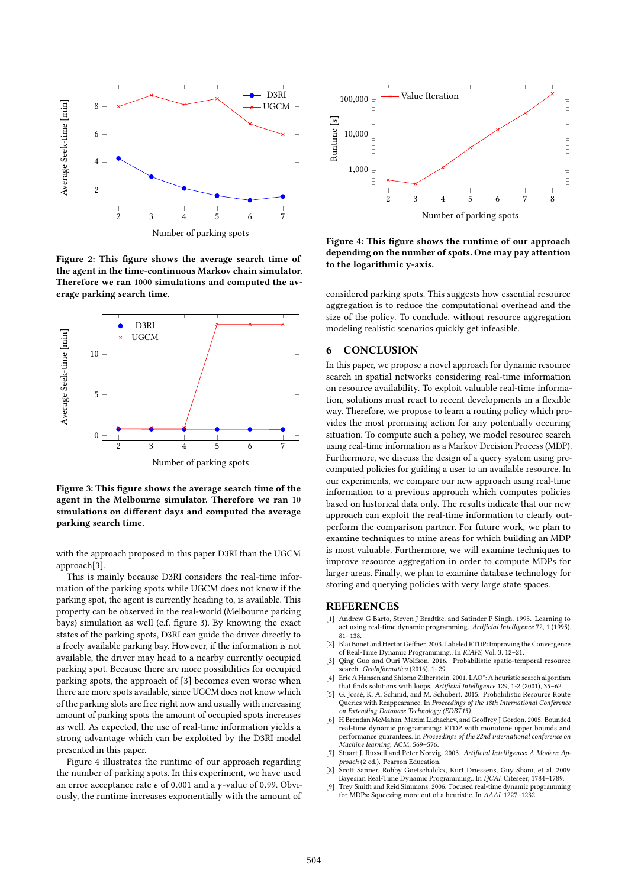Average Seek-time [min]

8
6
4
2

2 3 4 5 6 7

Number of parking spots

D3RI
UGCM

**Figure 2: This figure shows the average search time of the agent in the time-continuous Markov chain simulator. Therefore we ran 1000 simulations and computed the average parking search time.**

Average Seek-time [min]

10
5
0

2 3 4 5 6 7

Number of parking spots

D3RI
UGCM

**Figure 3: This figure shows the average search time of the agent in the Melbourne simulator. Therefore we ran 10 simulations on different days and computed the average parking search time.**

with the approach proposed in this paper D3RI than the UGCM approach[3].

This is mainly because D3RI considers the real-time information of the parking spots while UGCM does not know if the parking spot, the agent is currently heading to, is available. This property can be observed in the real-world (Melbourne parking bays) simulation as well (c.f. figure 3). By knowing the exact states of the parking spots, D3RI can guide the driver directly to a freely available parking bay. However, if the information is not available, the driver may head to a nearby currently occupied parking spot. Because there are more possibilities for occupied parking spots, the approach of [3] becomes even worse when there are more spots available, since UGCM does not know which of the parking slots are free right now and usually with increasing amount of parking spots the amount of occupied spots increases as well. As expected, the use of real-time information yields a strong advantage which can be exploited by the D3RI model presented in this paper.

Figure 4 illustrates the runtime of our approach regarding the number of parking spots. In this experiment, we have used an error acceptance rate $\epsilon$ of 0.001 and a $\gamma$-value of 0.99. Obviously, the runtime increases exponentially with the amount of

Runtime [s]

100,000
10,000
1,000

2 3 4 5 6 7 8

Number of parking spots

Value Iteration

**Figure 4: This figure shows the runtime of our approach depending on the number of spots. One may pay attention to the logarithmic y-axis.**

considered parking spots. This suggests how essential resource aggregation is to reduce the computational overhead and the size of the policy. To conclude, without resource aggregation modeling realistic scenarios quickly get infeasible.

## 6 CONCLUSION

In this paper, we propose a novel approach for dynamic resource search in spatial networks considering real-time information on resource availability. To exploit valuable real-time information, solutions must react to recent developments in a flexible way. Therefore, we propose to learn a routing policy which provides the most promising action for any potentially occuring situation. To compute such a policy, we model resource search using real-time information as a Markov Decision Process (MDP). Furthermore, we discuss the design of a query system using precomputed policies for guiding a user to an available resource. In our experiments, we compare our new approach using real-time information to a previous approach which computes policies based on historical data only. The results indicate that our new approach can exploit the real-time information to clearly outperform the comparison partner. For future work, we plan to examine techniques to mine areas for which building an MDP is most useful. Furthermore, we will examine techniques to improve resource aggregation in order to compute MDPs for larger areas. Finally, we plan to examine database technology for storing and querying policies with very large state spaces.

## REFERENCES

[1] Andrew G Barto, Steven J Bradtke, and Satinder P Singh. 1995. Learning to act using real-time dynamic programming. *Artificial Intelligence* 72, 1 (1995), 81–138.

[2] Blai Bonet and Hector Geffner. 2003. Labeled RTDP: Improving the Convergence of Real-Time Dynamic Programming.. In *ICAPS*, Vol. 3. 12–21.

[3] Qing Guo and Ouri Wolfson. 2016. Probabilistic spatio-temporal resource search. *GeoInformatica* (2016), 1–29.

[4] Eric A Hansen and Shlomo Zilberstein. 2001. LAO*: A heuristic search algorithm that finds solutions with loops. *Artificial Intelligence* 129, 1-2 (2001), 35–62.

[5] G. Jossé, K. A. Schmid, and M. Schubert. 2015. Probabilistic Resource Route Queries with Reappearance. In *Proceedings of the 18th International Conference on Extending Database Technology (EDBT15).*

[6] H Brendan McMahan, Maxim Likhachev, and Geoffrey J Gordon. 2005. Bounded real-time dynamic programming: RTDP with monotone upper bounds and performance guarantees. In *Proceedings of the 22nd international conference on Machine learning*. ACM, 569–576.

[7] Stuart J. Russell and Peter Norvig. 2003. *Artificial Intelligence: A Modern Approach* (2 ed.). Pearson Education.

[8] Scott Sanner, Robby Goetschalckx, Kurt Driessens, Guy Shani, et al. 2009. Bayesian Real-Time Dynamic Programming.. In *IJCAI*. Citeseer, 1784–1789.

[9] Trey Smith and Reid Simmons. 2006. Focused real-time dynamic programming for MDPs: Squeezing more out of a heuristic. In *AAAI*. 1227–1232.